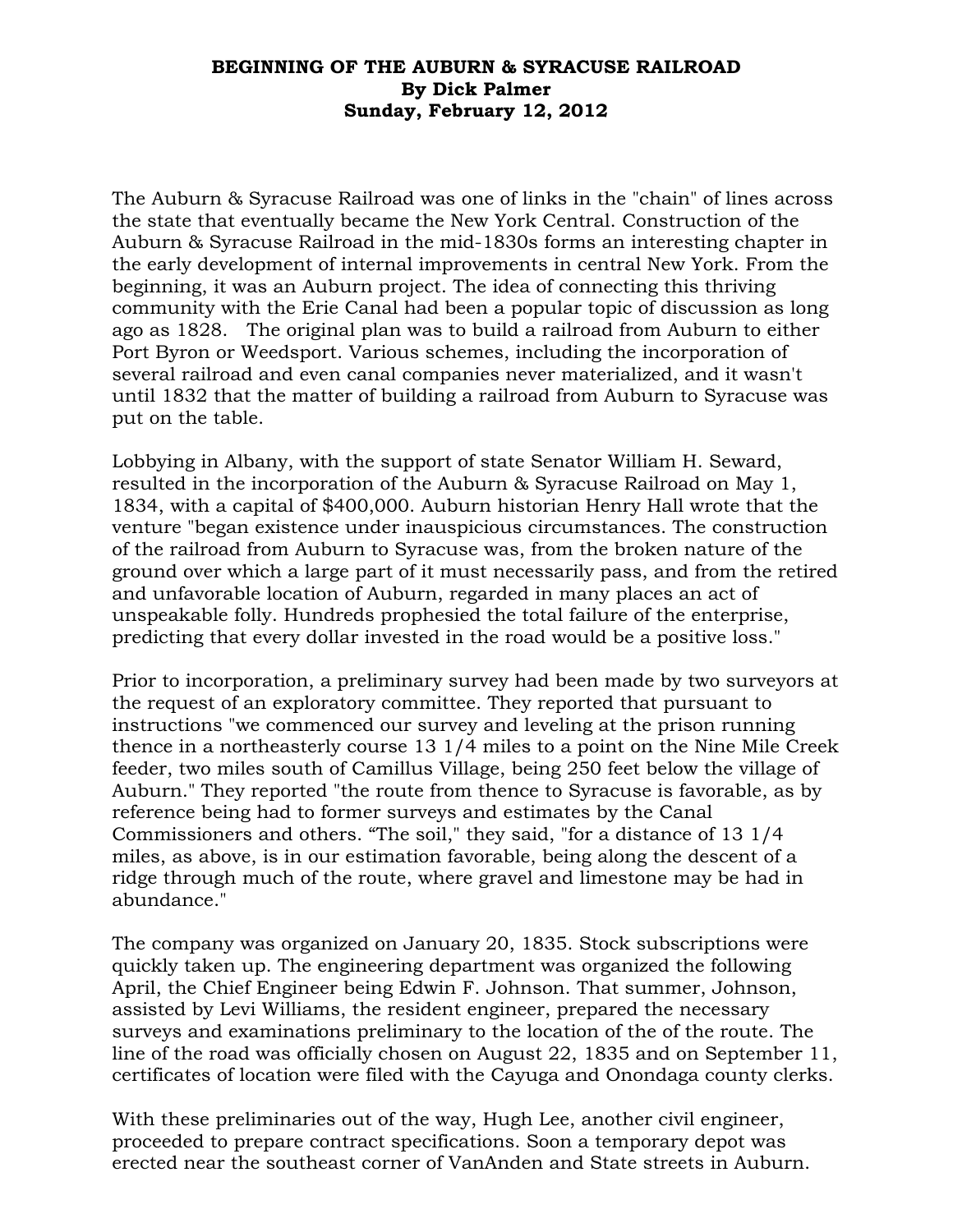**BEGINNING OF THE AUBURN & SYRACUSE RAILROAD**
**By Dick Palmer**
**Sunday, February 12, 2012**

The Auburn & Syracuse Railroad was one of links in the "chain" of lines across the state that eventually became the New York Central. Construction of the Auburn & Syracuse Railroad in the mid-1830s forms an interesting chapter in the early development of internal improvements in central New York. From the beginning, it was an Auburn project. The idea of connecting this thriving community with the Erie Canal had been a popular topic of discussion as long ago as 1828. The original plan was to build a railroad from Auburn to either Port Byron or Weedsport. Various schemes, including the incorporation of several railroad and even canal companies never materialized, and it wasn't until 1832 that the matter of building a railroad from Auburn to Syracuse was put on the table.

Lobbying in Albany, with the support of state Senator William H. Seward, resulted in the incorporation of the Auburn & Syracuse Railroad on May 1, 1834, with a capital of $400,000. Auburn historian Henry Hall wrote that the venture "began existence under inauspicious circumstances. The construction of the railroad from Auburn to Syracuse was, from the broken nature of the ground over which a large part of it must necessarily pass, and from the retired and unfavorable location of Auburn, regarded in many places an act of unspeakable folly. Hundreds prophesied the total failure of the enterprise, predicting that every dollar invested in the road would be a positive loss."

Prior to incorporation, a preliminary survey had been made by two surveyors at the request of an exploratory committee. They reported that pursuant to instructions "we commenced our survey and leveling at the prison running thence in a northeasterly course 13 1/4 miles to a point on the Nine Mile Creek feeder, two miles south of Camillus Village, being 250 feet below the village of Auburn." They reported "the route from thence to Syracuse is favorable, as by reference being had to former surveys and estimates by the Canal Commissioners and others. "The soil," they said, "for a distance of 13 1/4 miles, as above, is in our estimation favorable, being along the descent of a ridge through much of the route, where gravel and limestone may be had in abundance."

The company was organized on January 20, 1835. Stock subscriptions were quickly taken up. The engineering department was organized the following April, the Chief Engineer being Edwin F. Johnson. That summer, Johnson, assisted by Levi Williams, the resident engineer, prepared the necessary surveys and examinations preliminary to the location of the of the route. The line of the road was officially chosen on August 22, 1835 and on September 11, certificates of location were filed with the Cayuga and Onondaga county clerks.

With these preliminaries out of the way, Hugh Lee, another civil engineer, proceeded to prepare contract specifications. Soon a temporary depot was erected near the southeast corner of VanAnden and State streets in Auburn.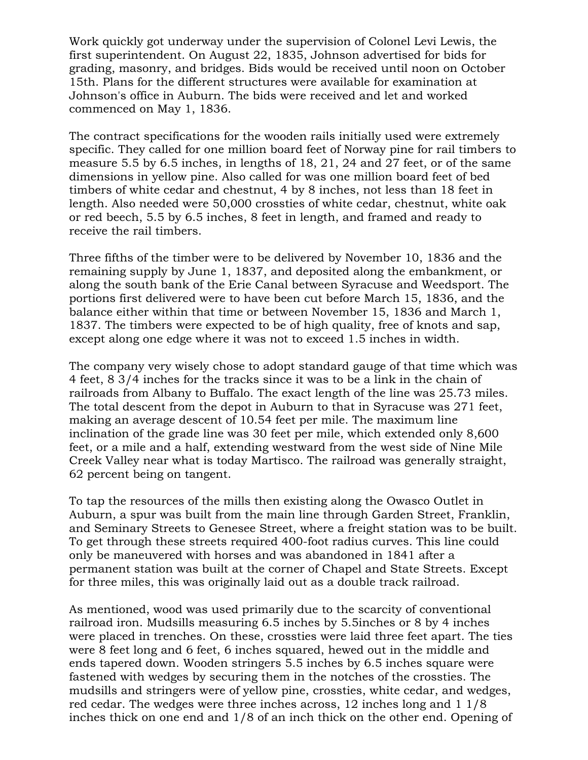Work quickly got underway under the supervision of Colonel Levi Lewis, the first superintendent. On August 22, 1835, Johnson advertised for bids for grading, masonry, and bridges. Bids would be received until noon on October 15th. Plans for the different structures were available for examination at Johnson's office in Auburn. The bids were received and let and worked commenced on May 1, 1836.

The contract specifications for the wooden rails initially used were extremely specific. They called for one million board feet of Norway pine for rail timbers to measure 5.5 by 6.5 inches, in lengths of 18, 21, 24 and 27 feet, or of the same dimensions in yellow pine. Also called for was one million board feet of bed timbers of white cedar and chestnut, 4 by 8 inches, not less than 18 feet in length. Also needed were 50,000 crossties of white cedar, chestnut, white oak or red beech, 5.5 by 6.5 inches, 8 feet in length, and framed and ready to receive the rail timbers.

Three fifths of the timber were to be delivered by November 10, 1836 and the remaining supply by June 1, 1837, and deposited along the embankment, or along the south bank of the Erie Canal between Syracuse and Weedsport. The portions first delivered were to have been cut before March 15, 1836, and the balance either within that time or between November 15, 1836 and March 1, 1837. The timbers were expected to be of high quality, free of knots and sap, except along one edge where it was not to exceed 1.5 inches in width.

The company very wisely chose to adopt standard gauge of that time which was 4 feet, 8 3/4 inches for the tracks since it was to be a link in the chain of railroads from Albany to Buffalo. The exact length of the line was 25.73 miles. The total descent from the depot in Auburn to that in Syracuse was 271 feet, making an average descent of 10.54 feet per mile. The maximum line inclination of the grade line was 30 feet per mile, which extended only 8,600 feet, or a mile and a half, extending westward from the west side of Nine Mile Creek Valley near what is today Martisco. The railroad was generally straight, 62 percent being on tangent.

To tap the resources of the mills then existing along the Owasco Outlet in Auburn, a spur was built from the main line through Garden Street, Franklin, and Seminary Streets to Genesee Street, where a freight station was to be built. To get through these streets required 400-foot radius curves. This line could only be maneuvered with horses and was abandoned in 1841 after a permanent station was built at the corner of Chapel and State Streets. Except for three miles, this was originally laid out as a double track railroad.

As mentioned, wood was used primarily due to the scarcity of conventional railroad iron. Mudsills measuring 6.5 inches by 5.5inches or 8 by 4 inches were placed in trenches. On these, crossties were laid three feet apart. The ties were 8 feet long and 6 feet, 6 inches squared, hewed out in the middle and ends tapered down. Wooden stringers 5.5 inches by 6.5 inches square were fastened with wedges by securing them in the notches of the crossties. The mudsills and stringers were of yellow pine, crossties, white cedar, and wedges, red cedar. The wedges were three inches across, 12 inches long and 1 1/8 inches thick on one end and 1/8 of an inch thick on the other end. Opening of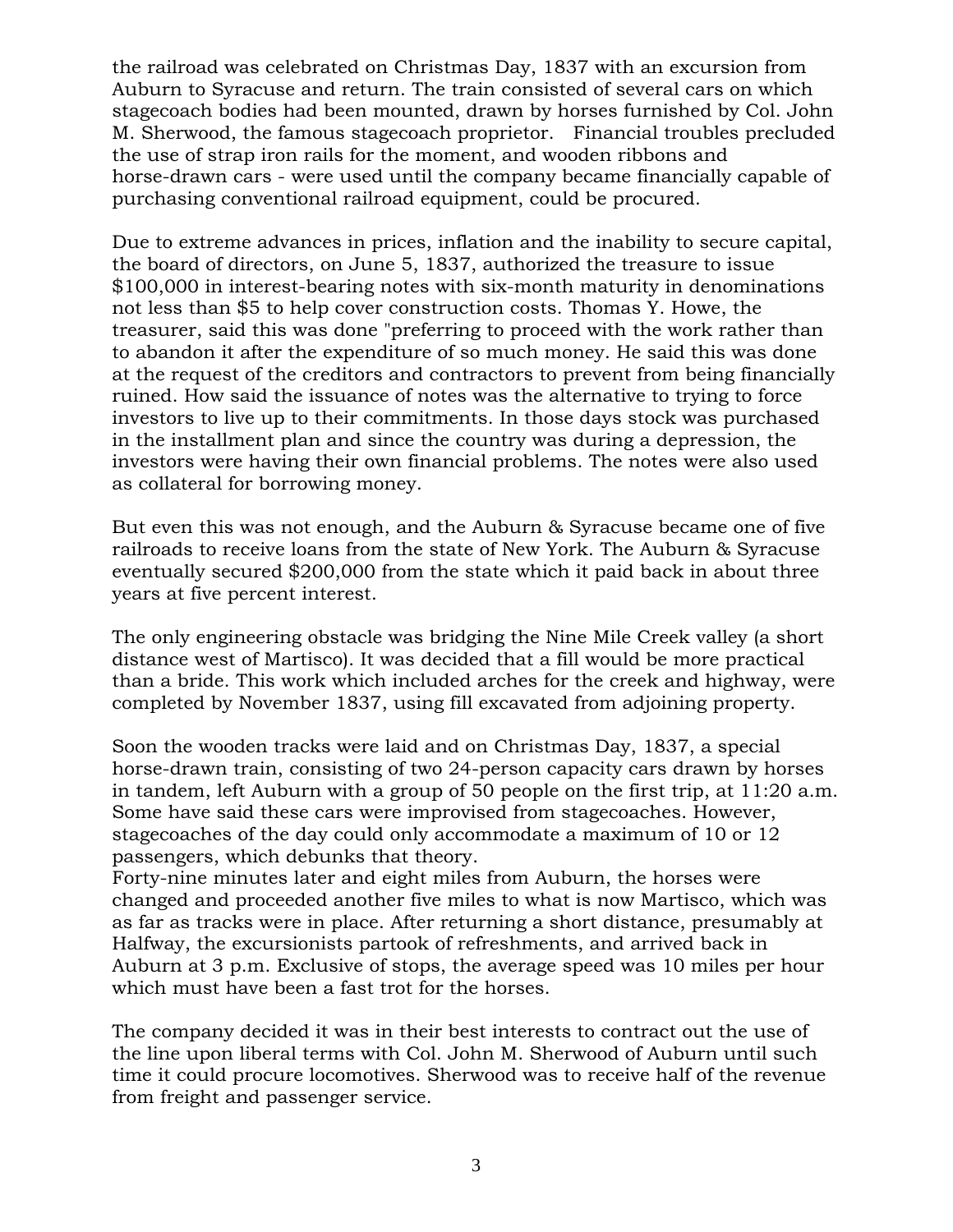the railroad was celebrated on Christmas Day, 1837 with an excursion from Auburn to Syracuse and return. The train consisted of several cars on which stagecoach bodies had been mounted, drawn by horses furnished by Col. John M. Sherwood, the famous stagecoach proprietor.   Financial troubles precluded the use of strap iron rails for the moment, and wooden ribbons and horse-drawn cars - were used until the company became financially capable of purchasing conventional railroad equipment, could be procured.

Due to extreme advances in prices, inflation and the inability to secure capital, the board of directors, on June 5, 1837, authorized the treasure to issue $100,000 in interest-bearing notes with six-month maturity in denominations not less than $5 to help cover construction costs. Thomas Y. Howe, the treasurer, said this was done "preferring to proceed with the work rather than to abandon it after the expenditure of so much money. He said this was done at the request of the creditors and contractors to prevent from being financially ruined. How said the issuance of notes was the alternative to trying to force investors to live up to their commitments. In those days stock was purchased in the installment plan and since the country was during a depression, the investors were having their own financial problems. The notes were also used as collateral for borrowing money.

But even this was not enough, and the Auburn & Syracuse became one of five railroads to receive loans from the state of New York. The Auburn & Syracuse eventually secured $200,000 from the state which it paid back in about three years at five percent interest.

The only engineering obstacle was bridging the Nine Mile Creek valley (a short distance west of Martisco). It was decided that a fill would be more practical than a bride. This work which included arches for the creek and highway, were completed by November 1837, using fill excavated from adjoining property.

Soon the wooden tracks were laid and on Christmas Day, 1837, a special horse-drawn train, consisting of two 24-person capacity cars drawn by horses in tandem, left Auburn with a group of 50 people on the first trip, at 11:20 a.m. Some have said these cars were improvised from stagecoaches. However, stagecoaches of the day could only accommodate a maximum of 10 or 12 passengers, which debunks that theory.
Forty-nine minutes later and eight miles from Auburn, the horses were changed and proceeded another five miles to what is now Martisco, which was as far as tracks were in place. After returning a short distance, presumably at Halfway, the excursionists partook of refreshments, and arrived back in Auburn at 3 p.m. Exclusive of stops, the average speed was 10 miles per hour which must have been a fast trot for the horses.

The company decided it was in their best interests to contract out the use of the line upon liberal terms with Col. John M. Sherwood of Auburn until such time it could procure locomotives. Sherwood was to receive half of the revenue from freight and passenger service.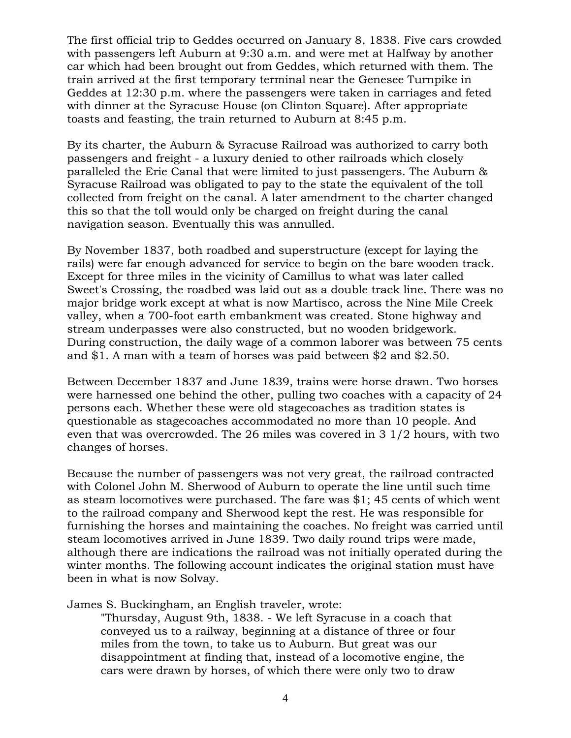The first official trip to Geddes occurred on January 8, 1838. Five cars crowded with passengers left Auburn at 9:30 a.m. and were met at Halfway by another car which had been brought out from Geddes, which returned with them. The train arrived at the first temporary terminal near the Genesee Turnpike in Geddes at 12:30 p.m. where the passengers were taken in carriages and feted with dinner at the Syracuse House (on Clinton Square). After appropriate toasts and feasting, the train returned to Auburn at 8:45 p.m.

By its charter, the Auburn & Syracuse Railroad was authorized to carry both passengers and freight - a luxury denied to other railroads which closely paralleled the Erie Canal that were limited to just passengers. The Auburn & Syracuse Railroad was obligated to pay to the state the equivalent of the toll collected from freight on the canal. A later amendment to the charter changed this so that the toll would only be charged on freight during the canal navigation season. Eventually this was annulled.

By November 1837, both roadbed and superstructure (except for laying the rails) were far enough advanced for service to begin on the bare wooden track. Except for three miles in the vicinity of Camillus to what was later called Sweet's Crossing, the roadbed was laid out as a double track line. There was no major bridge work except at what is now Martisco, across the Nine Mile Creek valley, when a 700-foot earth embankment was created. Stone highway and stream underpasses were also constructed, but no wooden bridgework. During construction, the daily wage of a common laborer was between 75 cents and $1. A man with a team of horses was paid between $2 and $2.50.

Between December 1837 and June 1839, trains were horse drawn. Two horses were harnessed one behind the other, pulling two coaches with a capacity of 24 persons each. Whether these were old stagecoaches as tradition states is questionable as stagecoaches accommodated no more than 10 people. And even that was overcrowded. The 26 miles was covered in 3 1/2 hours, with two changes of horses.

Because the number of passengers was not very great, the railroad contracted with Colonel John M. Sherwood of Auburn to operate the line until such time as steam locomotives were purchased. The fare was $1; 45 cents of which went to the railroad company and Sherwood kept the rest. He was responsible for furnishing the horses and maintaining the coaches. No freight was carried until steam locomotives arrived in June 1839. Two daily round trips were made, although there are indications the railroad was not initially operated during the winter months. The following account indicates the original station must have been in what is now Solvay.

James S. Buckingham, an English traveler, wrote:

> "Thursday, August 9th, 1838. - We left Syracuse in a coach that conveyed us to a railway, beginning at a distance of three or four miles from the town, to take us to Auburn. But great was our disappointment at finding that, instead of a locomotive engine, the cars were drawn by horses, of which there were only two to draw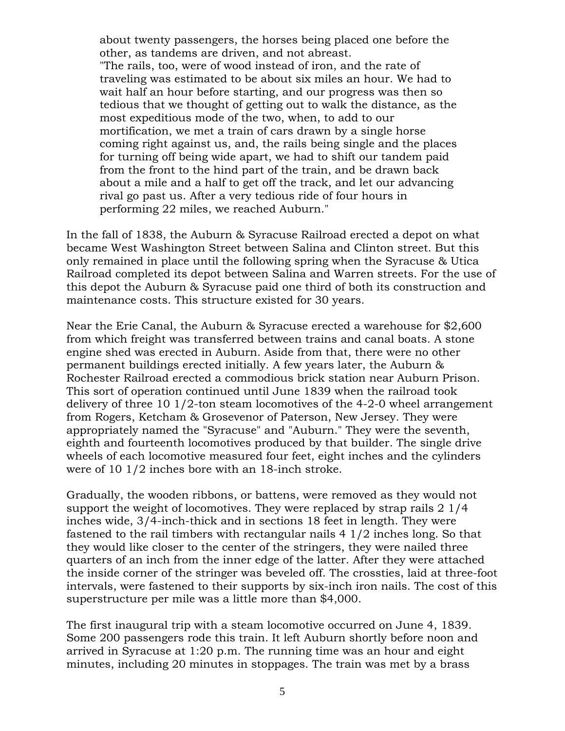> about twenty passengers, the horses being placed one before the other, as tandems are driven, and not abreast.
> "The rails, too, were of wood instead of iron, and the rate of traveling was estimated to be about six miles an hour. We had to wait half an hour before starting, and our progress was then so tedious that we thought of getting out to walk the distance, as the most expeditious mode of the two, when, to add to our mortification, we met a train of cars drawn by a single horse coming right against us, and, the rails being single and the places for turning off being wide apart, we had to shift our tandem paid from the front to the hind part of the train, and be drawn back about a mile and a half to get off the track, and let our advancing rival go past us. After a very tedious ride of four hours in performing 22 miles, we reached Auburn."

In the fall of 1838, the Auburn & Syracuse Railroad erected a depot on what became West Washington Street between Salina and Clinton street. But this only remained in place until the following spring when the Syracuse & Utica Railroad completed its depot between Salina and Warren streets. For the use of this depot the Auburn & Syracuse paid one third of both its construction and maintenance costs. This structure existed for 30 years.

Near the Erie Canal, the Auburn & Syracuse erected a warehouse for $2,600 from which freight was transferred between trains and canal boats. A stone engine shed was erected in Auburn. Aside from that, there were no other permanent buildings erected initially. A few years later, the Auburn & Rochester Railroad erected a commodious brick station near Auburn Prison. This sort of operation continued until June 1839 when the railroad took delivery of three 10 1/2-ton steam locomotives of the 4-2-0 wheel arrangement from Rogers, Ketcham & Grosevenor of Paterson, New Jersey. They were appropriately named the "Syracuse" and "Auburn." They were the seventh, eighth and fourteenth locomotives produced by that builder. The single drive wheels of each locomotive measured four feet, eight inches and the cylinders were of 10 1/2 inches bore with an 18-inch stroke.

Gradually, the wooden ribbons, or battens, were removed as they would not support the weight of locomotives. They were replaced by strap rails 2 1/4 inches wide, 3/4-inch-thick and in sections 18 feet in length. They were fastened to the rail timbers with rectangular nails 4 1/2 inches long. So that they would like closer to the center of the stringers, they were nailed three quarters of an inch from the inner edge of the latter. After they were attached the inside corner of the stringer was beveled off. The crossties, laid at three-foot intervals, were fastened to their supports by six-inch iron nails. The cost of this superstructure per mile was a little more than $4,000.

The first inaugural trip with a steam locomotive occurred on June 4, 1839. Some 200 passengers rode this train. It left Auburn shortly before noon and arrived in Syracuse at 1:20 p.m. The running time was an hour and eight minutes, including 20 minutes in stoppages. The train was met by a brass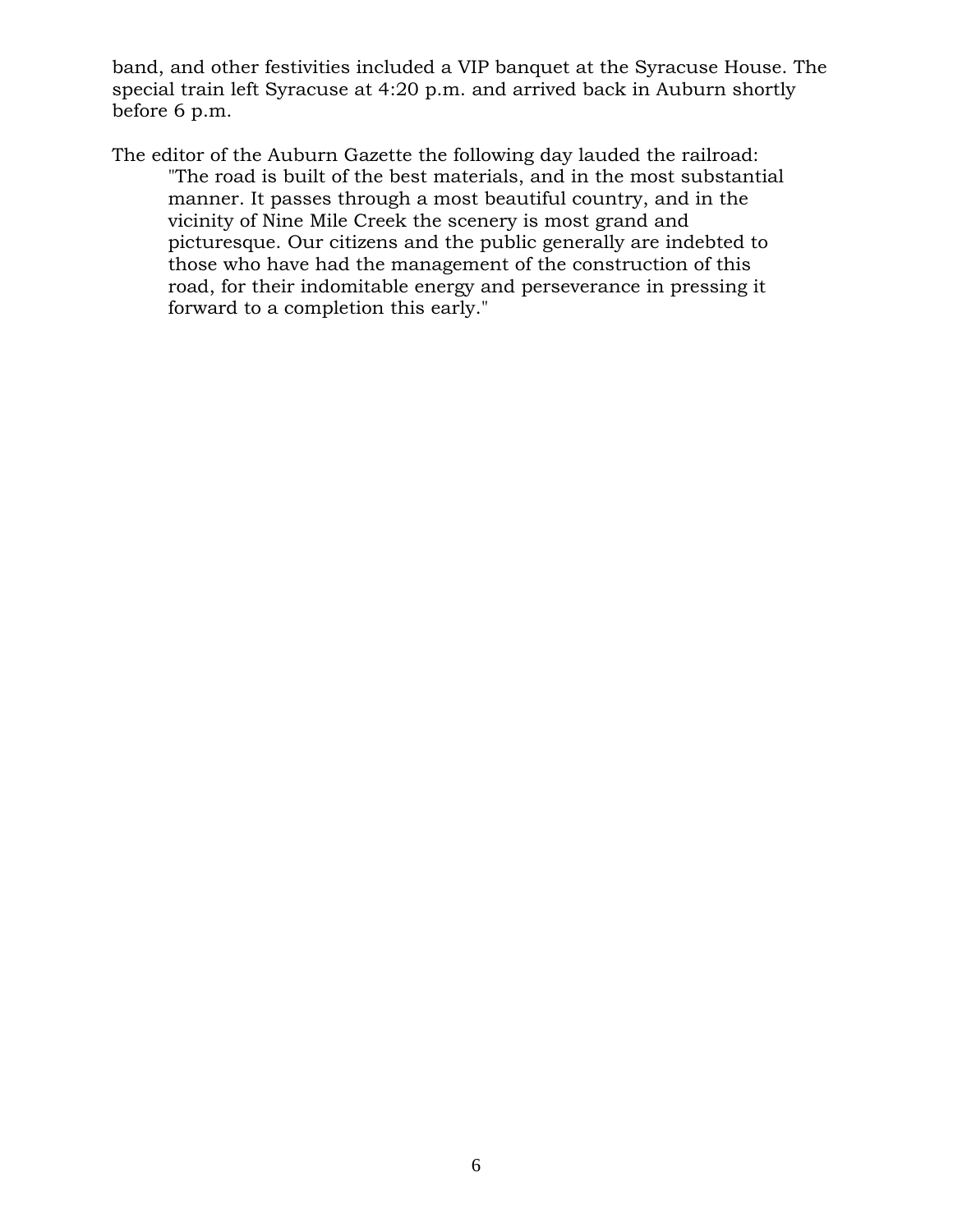band, and other festivities included a VIP banquet at the Syracuse House. The special train left Syracuse at 4:20 p.m. and arrived back in Auburn shortly before 6 p.m.

The editor of the Auburn Gazette the following day lauded the railroad:

> "The road is built of the best materials, and in the most substantial manner. It passes through a most beautiful country, and in the vicinity of Nine Mile Creek the scenery is most grand and picturesque. Our citizens and the public generally are indebted to those who have had the management of the construction of this road, for their indomitable energy and perseverance in pressing it forward to a completion this early."